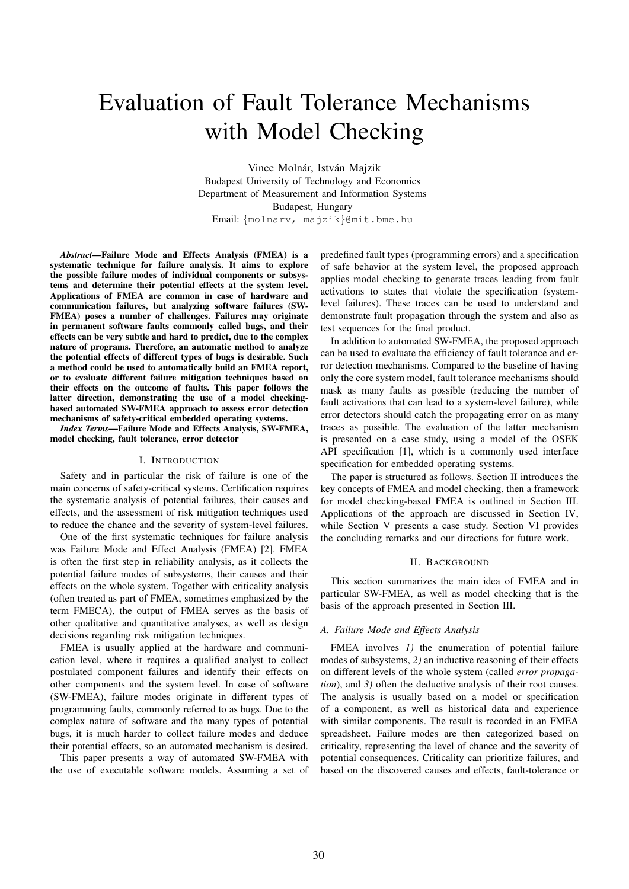# Evaluation of Fault Tolerance Mechanisms with Model Checking

Vince Molnár, István Majzik
Budapest University of Technology and Economics
Department of Measurement and Information Systems
Budapest, Hungary
Email: {molnarv, majzik}@mit.bme.hu

***Abstract*—Failure Mode and Effects Analysis (FMEA) is a systematic technique for failure analysis. It aims to explore the possible failure modes of individual components or subsystems and determine their potential effects at the system level. Applications of FMEA are common in case of hardware and communication failures, but analyzing software failures (SW-FMEA) poses a number of challenges. Failures may originate in permanent software faults commonly called bugs, and their effects can be very subtle and hard to predict, due to the complex nature of programs. Therefore, an automatic method to analyze the potential effects of different types of bugs is desirable. Such a method could be used to automatically build an FMEA report, or to evaluate different failure mitigation techniques based on their effects on the outcome of faults. This paper follows the latter direction, demonstrating the use of a model checking-based automated SW-FMEA approach to assess error detection mechanisms of safety-critical embedded operating systems.**

***Index Terms*—Failure Mode and Effects Analysis, SW-FMEA, model checking, fault tolerance, error detector**

## I. Introduction

Safety and in particular the risk of failure is one of the main concerns of safety-critical systems. Certification requires the systematic analysis of potential failures, their causes and effects, and the assessment of risk mitigation techniques used to reduce the chance and the severity of system-level failures.

One of the first systematic techniques for failure analysis was Failure Mode and Effect Analysis (FMEA) [2]. FMEA is often the first step in reliability analysis, as it collects the potential failure modes of subsystems, their causes and their effects on the whole system. Together with criticality analysis (often treated as part of FMEA, sometimes emphasized by the term FMECA), the output of FMEA serves as the basis of other qualitative and quantitative analyses, as well as design decisions regarding risk mitigation techniques.

FMEA is usually applied at the hardware and communication level, where it requires a qualified analyst to collect postulated component failures and identify their effects on other components and the system level. In case of software (SW-FMEA), failure modes originate in different types of programming faults, commonly referred to as bugs. Due to the complex nature of software and the many types of potential bugs, it is much harder to collect failure modes and deduce their potential effects, so an automated mechanism is desired.

This paper presents a way of automated SW-FMEA with the use of executable software models. Assuming a set of predefined fault types (programming errors) and a specification of safe behavior at the system level, the proposed approach applies model checking to generate traces leading from fault activations to states that violate the specification (system-level failures). These traces can be used to understand and demonstrate fault propagation through the system and also as test sequences for the final product.

In addition to automated SW-FMEA, the proposed approach can be used to evaluate the efficiency of fault tolerance and error detection mechanisms. Compared to the baseline of having only the core system model, fault tolerance mechanisms should mask as many faults as possible (reducing the number of fault activations that can lead to a system-level failure), while error detectors should catch the propagating error on as many traces as possible. The evaluation of the latter mechanism is presented on a case study, using a model of the OSEK API specification [1], which is a commonly used interface specification for embedded operating systems.

The paper is structured as follows. Section II introduces the key concepts of FMEA and model checking, then a framework for model checking-based FMEA is outlined in Section III. Applications of the approach are discussed in Section IV, while Section V presents a case study. Section VI provides the concluding remarks and our directions for future work.

## II. Background

This section summarizes the main idea of FMEA and in particular SW-FMEA, as well as model checking that is the basis of the approach presented in Section III.

### A. Failure Mode and Effects Analysis

FMEA involves *1)* the enumeration of potential failure modes of subsystems, *2)* an inductive reasoning of their effects on different levels of the whole system (called *error propagation*), and *3)* often the deductive analysis of their root causes. The analysis is usually based on a model or specification of a component, as well as historical data and experience with similar components. The result is recorded in an FMEA spreadsheet. Failure modes are then categorized based on criticality, representing the level of chance and the severity of potential consequences. Criticality can prioritize failures, and based on the discovered causes and effects, fault-tolerance or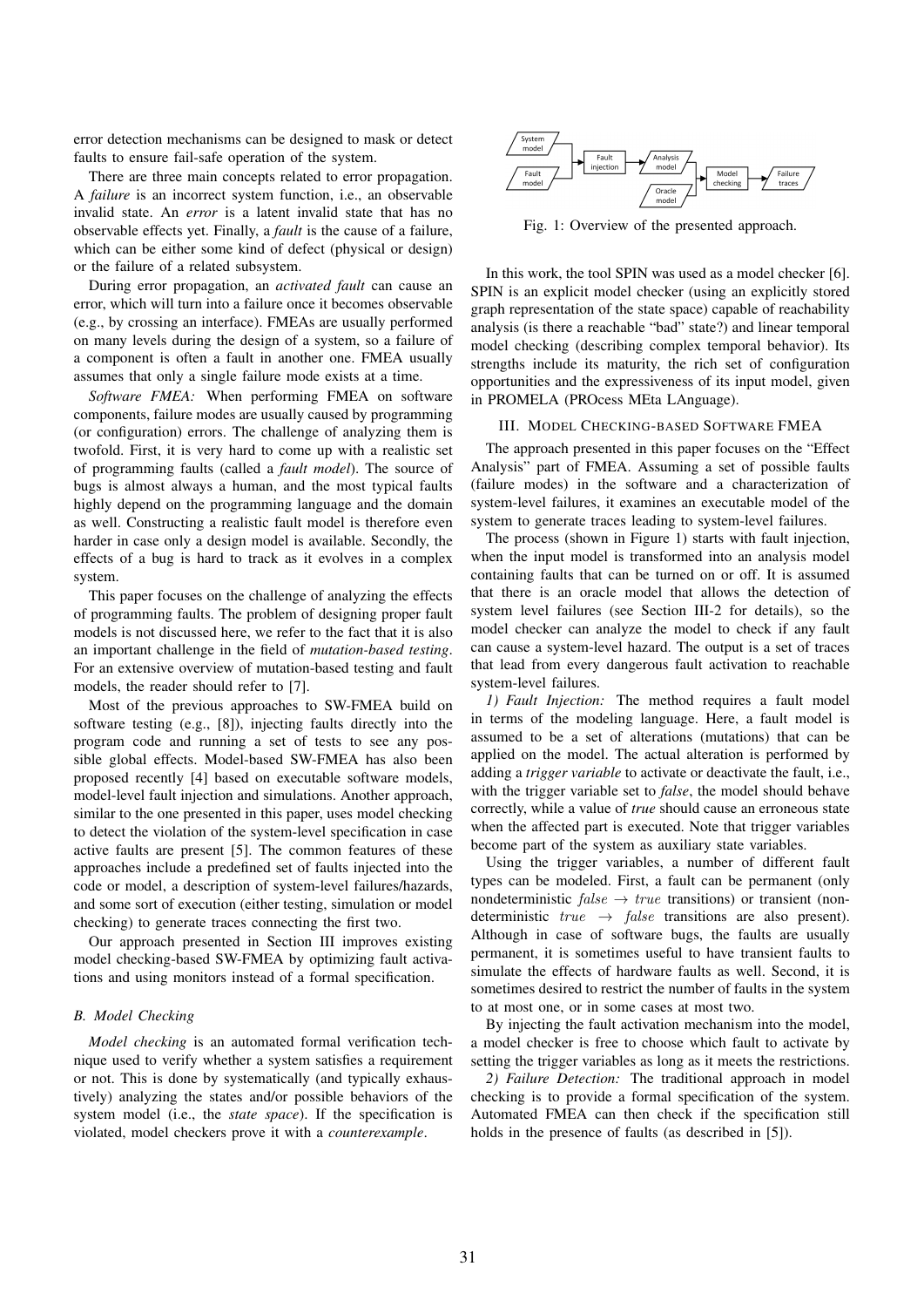error detection mechanisms can be designed to mask or detect faults to ensure fail-safe operation of the system.

There are three main concepts related to error propagation. A *failure* is an incorrect system function, i.e., an observable invalid state. An *error* is a latent invalid state that has no observable effects yet. Finally, a *fault* is the cause of a failure, which can be either some kind of defect (physical or design) or the failure of a related subsystem.

During error propagation, an *activated fault* can cause an error, which will turn into a failure once it becomes observable (e.g., by crossing an interface). FMEAs are usually performed on many levels during the design of a system, so a failure of a component is often a fault in another one. FMEA usually assumes that only a single failure mode exists at a time.

*Software FMEA:* When performing FMEA on software components, failure modes are usually caused by programming (or configuration) errors. The challenge of analyzing them is twofold. First, it is very hard to come up with a realistic set of programming faults (called a *fault model*). The source of bugs is almost always a human, and the most typical faults highly depend on the programming language and the domain as well. Constructing a realistic fault model is therefore even harder in case only a design model is available. Secondly, the effects of a bug is hard to track as it evolves in a complex system.

This paper focuses on the challenge of analyzing the effects of programming faults. The problem of designing proper fault models is not discussed here, we refer to the fact that it is also an important challenge in the field of *mutation-based testing*. For an extensive overview of mutation-based testing and fault models, the reader should refer to [7].

Most of the previous approaches to SW-FMEA build on software testing (e.g., [8]), injecting faults directly into the program code and running a set of tests to see any possible global effects. Model-based SW-FMEA has also been proposed recently [4] based on executable software models, model-level fault injection and simulations. Another approach, similar to the one presented in this paper, uses model checking to detect the violation of the system-level specification in case active faults are present [5]. The common features of these approaches include a predefined set of faults injected into the code or model, a description of system-level failures/hazards, and some sort of execution (either testing, simulation or model checking) to generate traces connecting the first two.

Our approach presented in Section III improves existing model checking-based SW-FMEA by optimizing fault activations and using monitors instead of a formal specification.

### B. Model Checking

*Model checking* is an automated formal verification technique used to verify whether a system satisfies a requirement or not. This is done by systematically (and typically exhaustively) analyzing the states and/or possible behaviors of the system model (i.e., the *state space*). If the specification is violated, model checkers prove it with a *counterexample*.

Fig. 1: Overview of the presented approach.

In this work, the tool SPIN was used as a model checker [6]. SPIN is an explicit model checker (using an explicitly stored graph representation of the state space) capable of reachability analysis (is there a reachable "bad" state?) and linear temporal model checking (describing complex temporal behavior). Its strengths include its maturity, the rich set of configuration opportunities and the expressiveness of its input model, given in PROMELA (PROcess MEta LAnguage).

## III. Model Checking-based Software FMEA

The approach presented in this paper focuses on the "Effect Analysis" part of FMEA. Assuming a set of possible faults (failure modes) in the software and a characterization of system-level failures, it examines an executable model of the system to generate traces leading to system-level failures.

The process (shown in Figure 1) starts with fault injection, when the input model is transformed into an analysis model containing faults that can be turned on or off. It is assumed that there is an oracle model that allows the detection of system level failures (see Section III-2 for details), so the model checker can analyze the model to check if any fault can cause a system-level hazard. The output is a set of traces that lead from every dangerous fault activation to reachable system-level failures.

*1) Fault Injection:* The method requires a fault model in terms of the modeling language. Here, a fault model is assumed to be a set of alterations (mutations) that can be applied on the model. The actual alteration is performed by adding a *trigger variable* to activate or deactivate the fault, i.e., with the trigger variable set to *false*, the model should behave correctly, while a value of *true* should cause an erroneous state when the affected part is executed. Note that trigger variables become part of the system as auxiliary state variables.

Using the trigger variables, a number of different fault types can be modeled. First, a fault can be permanent (only nondeterministic $false \rightarrow true$ transitions) or transient (nondeterministic $true \rightarrow false$ transitions are also present). Although in case of software bugs, the faults are usually permanent, it is sometimes useful to have transient faults to simulate the effects of hardware faults as well. Second, it is sometimes desired to restrict the number of faults in the system to at most one, or in some cases at most two.

By injecting the fault activation mechanism into the model, a model checker is free to choose which fault to activate by setting the trigger variables as long as it meets the restrictions.

*2) Failure Detection:* The traditional approach in model checking is to provide a formal specification of the system. Automated FMEA can then check if the specification still holds in the presence of faults (as described in [5]).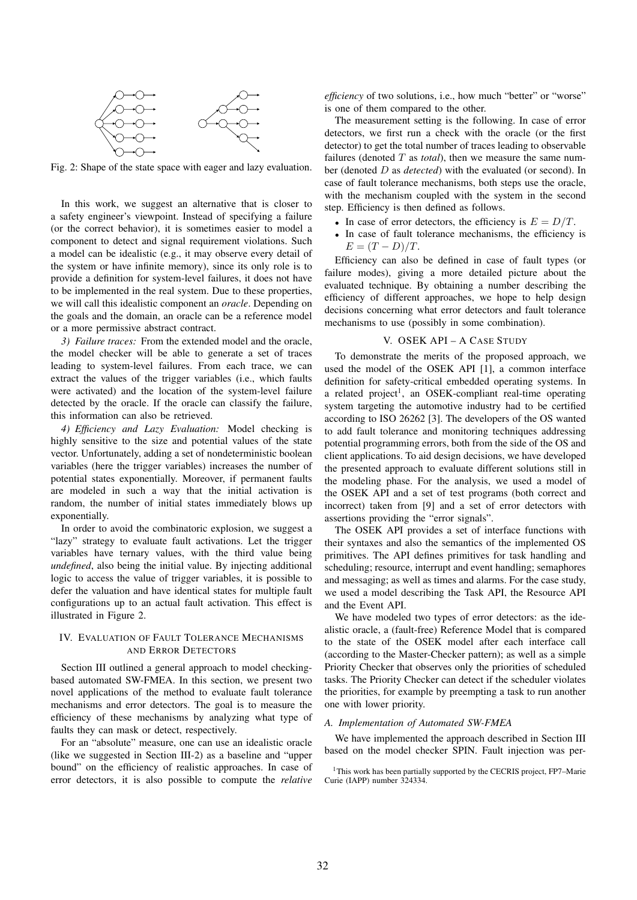Fig. 2: Shape of the state space with eager and lazy evaluation.

In this work, we suggest an alternative that is closer to a safety engineer's viewpoint. Instead of specifying a failure (or the correct behavior), it is sometimes easier to model a component to detect and signal requirement violations. Such a model can be idealistic (e.g., it may observe every detail of the system or have infinite memory), since its only role is to provide a definition for system-level failures, it does not have to be implemented in the real system. Due to these properties, we will call this idealistic component an *oracle*. Depending on the goals and the domain, an oracle can be a reference model or a more permissive abstract contract.

*3) Failure traces:* From the extended model and the oracle, the model checker will be able to generate a set of traces leading to system-level failures. From each trace, we can extract the values of the trigger variables (i.e., which faults were activated) and the location of the system-level failure detected by the oracle. If the oracle can classify the failure, this information can also be retrieved.

*4) Efficiency and Lazy Evaluation:* Model checking is highly sensitive to the size and potential values of the state vector. Unfortunately, adding a set of nondeterministic boolean variables (here the trigger variables) increases the number of potential states exponentially. Moreover, if permanent faults are modeled in such a way that the initial activation is random, the number of initial states immediately blows up exponentially.

In order to avoid the combinatoric explosion, we suggest a "lazy" strategy to evaluate fault activations. Let the trigger variables have ternary values, with the third value being *undefined*, also being the initial value. By injecting additional logic to access the value of trigger variables, it is possible to defer the valuation and have identical states for multiple fault configurations up to an actual fault activation. This effect is illustrated in Figure 2.

## IV. Evaluation of Fault Tolerance Mechanisms and Error Detectors

Section III outlined a general approach to model checking-based automated SW-FMEA. In this section, we present two novel applications of the method to evaluate fault tolerance mechanisms and error detectors. The goal is to measure the efficiency of these mechanisms by analyzing what type of faults they can mask or detect, respectively.

For an "absolute" measure, one can use an idealistic oracle (like we suggested in Section III-2) as a baseline and "upper bound" on the efficiency of realistic approaches. In case of error detectors, it is also possible to compute the *relative efficiency* of two solutions, i.e., how much "better" or "worse" is one of them compared to the other.

The measurement setting is the following. In case of error detectors, we first run a check with the oracle (or the first detector) to get the total number of traces leading to observable failures (denoted $T$ as *total*), then we measure the same number (denoted $D$ as *detected*) with the evaluated (or second). In case of fault tolerance mechanisms, both steps use the oracle, with the mechanism coupled with the system in the second step. Efficiency is then defined as follows.

- In case of error detectors, the efficiency is $E = D/T$.
- In case of fault tolerance mechanisms, the efficiency is $E = (T - D)/T$.

Efficiency can also be defined in case of fault types (or failure modes), giving a more detailed picture about the evaluated technique. By obtaining a number describing the efficiency of different approaches, we hope to help design decisions concerning what error detectors and fault tolerance mechanisms to use (possibly in some combination).

## V. OSEK API – A Case Study

To demonstrate the merits of the proposed approach, we used the model of the OSEK API [1], a common interface definition for safety-critical embedded operating systems. In a related project[1], an OSEK-compliant real-time operating system targeting the automotive industry had to be certified according to ISO 26262 [3]. The developers of the OS wanted to add fault tolerance and monitoring techniques addressing potential programming errors, both from the side of the OS and client applications. To aid design decisions, we have developed the presented approach to evaluate different solutions still in the modeling phase. For the analysis, we used a model of the OSEK API and a set of test programs (both correct and incorrect) taken from [9] and a set of error detectors with assertions providing the "error signals".

The OSEK API provides a set of interface functions with their syntaxes and also the semantics of the implemented OS primitives. The API defines primitives for task handling and scheduling; resource, interrupt and event handling; semaphores and messaging; as well as times and alarms. For the case study, we used a model describing the Task API, the Resource API and the Event API.

We have modeled two types of error detectors: as the idealistic oracle, a (fault-free) Reference Model that is compared to the state of the OSEK model after each interface call (according to the Master-Checker pattern); as well as a simple Priority Checker that observes only the priorities of scheduled tasks. The Priority Checker can detect if the scheduler violates the priorities, for example by preempting a task to run another one with lower priority.

### A. Implementation of Automated SW-FMEA

We have implemented the approach described in Section III based on the model checker SPIN. Fault injection was per-

[1]This work has been partially supported by the CECRIS project, FP7–Marie Curie (IAPP) number 324334.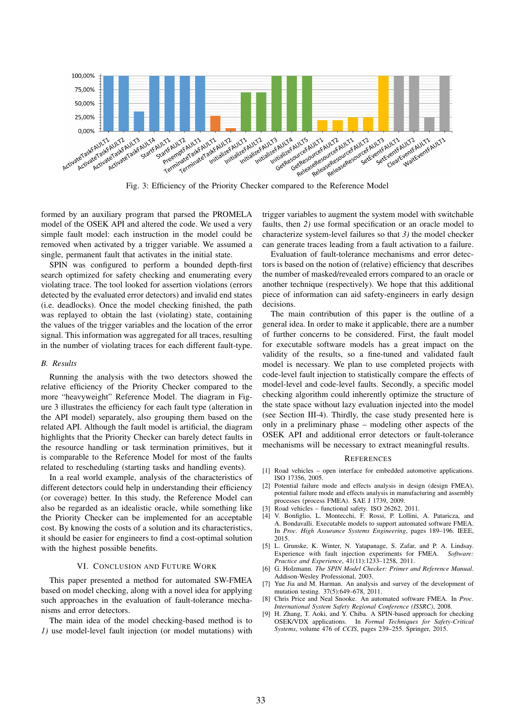100,00%
75,00%
50,00%
25,00%
0,00%

ActivateTaskFAULT1 ActivateTaskFAULT2 ActivateTaskFAULT3 ActivateTaskFAULT4 StartFAULT1 StartFAULT2 PreemptFAULT1 TerminateTaskFAULT1 TerminateTaskFAULT2 InitializeFAULT1 InitializeFAULT2 InitializeFAULT3 InitializeFAULT4 InitializeFAULT5 GetResourceFAULT1 GetResourceFAULT2 ReleaseResourceFAULT1 ReleaseResourceFAULT2 ReleaseResourceFAULT3 SetEventFAULT1 SetEventFAULT2 ClearEventFAULT1 WaitEventFAULT1

Fig. 3: Efficiency of the Priority Checker compared to the Reference Model

formed by an auxiliary program that parsed the PROMELA model of the OSEK API and altered the code. We used a very simple fault model: each instruction in the model could be removed when activated by a trigger variable. We assumed a single, permanent fault that activates in the initial state.

SPIN was configured to perform a bounded depth-first search optimized for safety checking and enumerating every violating trace. The tool looked for assertion violations (errors detected by the evaluated error detectors) and invalid end states (i.e. deadlocks). Once the model checking finished, the path was replayed to obtain the last (violating) state, containing the values of the trigger variables and the location of the error signal. This information was aggregated for all traces, resulting in the number of violating traces for each different fault-type.

### B. Results

Running the analysis with the two detectors showed the relative efficiency of the Priority Checker compared to the more "heavyweight" Reference Model. The diagram in Figure 3 illustrates the efficiency for each fault type (alteration in the API model) separately, also grouping them based on the related API. Although the fault model is artificial, the diagram highlights that the Priority Checker can barely detect faults in the resource handling or task termination primitives, but it is comparable to the Reference Model for most of the faults related to rescheduling (starting tasks and handling events).

In a real world example, analysis of the characteristics of different detectors could help in understanding their efficiency (or coverage) better. In this study, the Reference Model can also be regarded as an idealistic oracle, while something like the Priority Checker can be implemented for an acceptable cost. By knowing the costs of a solution and its characteristics, it should be easier for engineers to find a cost-optimal solution with the highest possible benefits.

## VI. Conclusion and Future Work

This paper presented a method for automated SW-FMEA based on model checking, along with a novel idea for applying such approaches in the evaluation of fault-tolerance mechanisms and error detectors.

The main idea of the model checking-based method is to *1)* use model-level fault injection (or model mutations) with trigger variables to augment the system model with switchable faults, then *2)* use formal specification or an oracle model to characterize system-level failures so that *3)* the model checker can generate traces leading from a fault activation to a failure.

Evaluation of fault-tolerance mechanisms and error detectors is based on the notion of (relative) efficiency that describes the number of masked/revealed errors compared to an oracle or another technique (respectively). We hope that this additional piece of information can aid safety-engineers in early design decisions.

The main contribution of this paper is the outline of a general idea. In order to make it applicable, there are a number of further concerns to be considered. First, the fault model for executable software models has a great impact on the validity of the results, so a fine-tuned and validated fault model is necessary. We plan to use completed projects with code-level fault injection to statistically compare the effects of model-level and code-level faults. Secondly, a specific model checking algorithm could inherently optimize the structure of the state space without lazy evaluation injected into the model (see Section III-4). Thirdly, the case study presented here is only in a preliminary phase – modeling other aspects of the OSEK API and additional error detectors or fault-tolerance mechanisms will be necessary to extract meaningful results.

## References

[1] Road vehicles – open interface for embedded automotive applications. ISO 17356, 2005.

[2] Potential failure mode and effects analysis in design (design FMEA), potential failure mode and effects analysis in manufacturing and assembly processes (process FMEA). SAE J 1739, 2009.

[3] Road vehicles – functional safety. ISO 26262, 2011.

[4] V. Bonfiglio, L. Montecchi, F. Rossi, P. Lollini, A. Pataricza, and A. Bondavalli. Executable models to support automated software FMEA. In *Proc. High Assurance Systems Engineering*, pages 189–196. IEEE, 2015.

[5] L. Grunske, K. Winter, N. Yatapanage, S. Zafar, and P. A. Lindsay. Experience with fault injection experiments for FMEA. *Software: Practice and Experience*, 41(11):1233–1258, 2011.

[6] G. Holzmann. *The SPIN Model Checker: Primer and Reference Manual*. Addison-Wesley Professional, 2003.

[7] Yue Jia and M. Harman. An analysis and survey of the development of mutation testing. 37(5):649–678, 2011.

[8] Chris Price and Neal Snooke. An automated software FMEA. In *Proc. International System Safety Regional Conference (ISSRC)*, 2008.

[9] H. Zhang, T. Aoki, and Y. Chiba. A SPIN-based approach for checking OSEK/VDX applications. In *Formal Techniques for Safety-Critical Systems*, volume 476 of *CCIS*, pages 239–255. Springer, 2015.